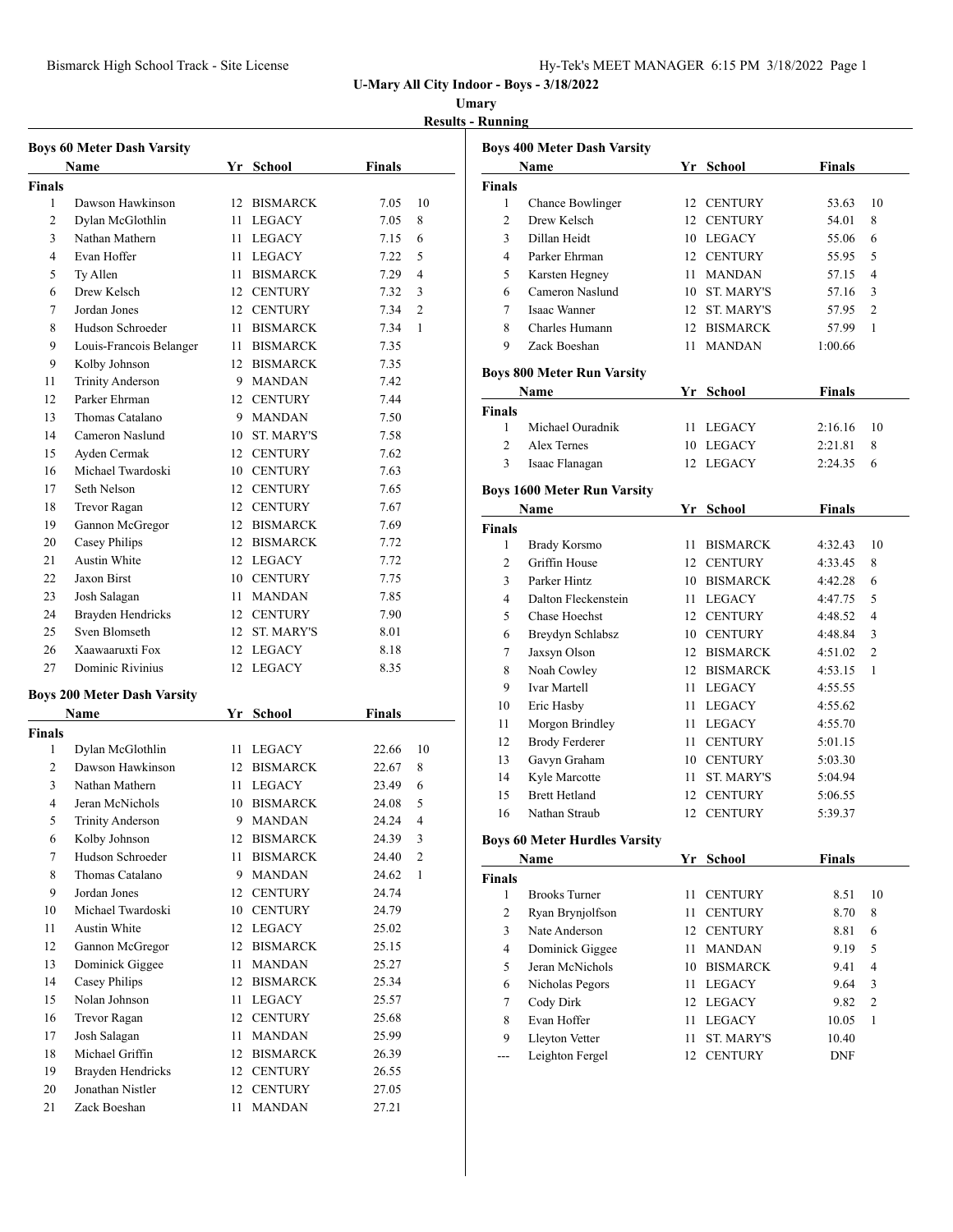**U-Mary All City Indoor - Boys - 3/18/2022**

**Umary**

**Results - Running**

### Boys 60 Meter Dash Varsity

| | Name | Yr | School | Finals | |
|---|---|---|---|---|---|
| **Finals** | | | | | |
| 1 | Dawson Hawkinson | 12 | BISMARCK | 7.05 | 10 |
| 2 | Dylan McGlothlin | 11 | LEGACY | 7.05 | 8 |
| 3 | Nathan Mathern | 11 | LEGACY | 7.15 | 6 |
| 4 | Evan Hoffer | 11 | LEGACY | 7.22 | 5 |
| 5 | Ty Allen | 11 | BISMARCK | 7.29 | 4 |
| 6 | Drew Kelsch | 12 | CENTURY | 7.32 | 3 |
| 7 | Jordan Jones | 12 | CENTURY | 7.34 | 2 |
| 8 | Hudson Schroeder | 11 | BISMARCK | 7.34 | 1 |
| 9 | Louis-Francois Belanger | 11 | BISMARCK | 7.35 | |
| 9 | Kolby Johnson | 12 | BISMARCK | 7.35 | |
| 11 | Trinity Anderson | 9 | MANDAN | 7.42 | |
| 12 | Parker Ehrman | 12 | CENTURY | 7.44 | |
| 13 | Thomas Catalano | 9 | MANDAN | 7.50 | |
| 14 | Cameron Naslund | 10 | ST. MARY'S | 7.58 | |
| 15 | Ayden Cermak | 12 | CENTURY | 7.62 | |
| 16 | Michael Twardoski | 10 | CENTURY | 7.63 | |
| 17 | Seth Nelson | 12 | CENTURY | 7.65 | |
| 18 | Trevor Ragan | 12 | CENTURY | 7.67 | |
| 19 | Gannon McGregor | 12 | BISMARCK | 7.69 | |
| 20 | Casey Philips | 12 | BISMARCK | 7.72 | |
| 21 | Austin White | 12 | LEGACY | 7.72 | |
| 22 | Jaxon Birst | 10 | CENTURY | 7.75 | |
| 23 | Josh Salagan | 11 | MANDAN | 7.85 | |
| 24 | Brayden Hendricks | 12 | CENTURY | 7.90 | |
| 25 | Sven Blomseth | 12 | ST. MARY'S | 8.01 | |
| 26 | Xaawaaruxti Fox | 12 | LEGACY | 8.18 | |
| 27 | Dominic Rivinius | 12 | LEGACY | 8.35 | |

### Boys 200 Meter Dash Varsity

| | Name | Yr | School | Finals | |
|---|---|---|---|---|---|
| **Finals** | | | | | |
| 1 | Dylan McGlothlin | 11 | LEGACY | 22.66 | 10 |
| 2 | Dawson Hawkinson | 12 | BISMARCK | 22.67 | 8 |
| 3 | Nathan Mathern | 11 | LEGACY | 23.49 | 6 |
| 4 | Jeran McNichols | 10 | BISMARCK | 24.08 | 5 |
| 5 | Trinity Anderson | 9 | MANDAN | 24.24 | 4 |
| 6 | Kolby Johnson | 12 | BISMARCK | 24.39 | 3 |
| 7 | Hudson Schroeder | 11 | BISMARCK | 24.40 | 2 |
| 8 | Thomas Catalano | 9 | MANDAN | 24.62 | 1 |
| 9 | Jordan Jones | 12 | CENTURY | 24.74 | |
| 10 | Michael Twardoski | 10 | CENTURY | 24.79 | |
| 11 | Austin White | 12 | LEGACY | 25.02 | |
| 12 | Gannon McGregor | 12 | BISMARCK | 25.15 | |
| 13 | Dominick Giggee | 11 | MANDAN | 25.27 | |
| 14 | Casey Philips | 12 | BISMARCK | 25.34 | |
| 15 | Nolan Johnson | 11 | LEGACY | 25.57 | |
| 16 | Trevor Ragan | 12 | CENTURY | 25.68 | |
| 17 | Josh Salagan | 11 | MANDAN | 25.99 | |
| 18 | Michael Griffin | 12 | BISMARCK | 26.39 | |
| 19 | Brayden Hendricks | 12 | CENTURY | 26.55 | |
| 20 | Jonathan Nistler | 12 | CENTURY | 27.05 | |
| 21 | Zack Boeshan | 11 | MANDAN | 27.21 | |

### Boys 400 Meter Dash Varsity

| | Name | Yr | School | Finals | |
|---|---|---|---|---|---|
| **Finals** | | | | | |
| 1 | Chance Bowlinger | 12 | CENTURY | 53.63 | 10 |
| 2 | Drew Kelsch | 12 | CENTURY | 54.01 | 8 |
| 3 | Dillan Heidt | 10 | LEGACY | 55.06 | 6 |
| 4 | Parker Ehrman | 12 | CENTURY | 55.95 | 5 |
| 5 | Karsten Hegney | 11 | MANDAN | 57.15 | 4 |
| 6 | Cameron Naslund | 10 | ST. MARY'S | 57.16 | 3 |
| 7 | Isaac Wanner | 12 | ST. MARY'S | 57.95 | 2 |
| 8 | Charles Humann | 12 | BISMARCK | 57.99 | 1 |
| 9 | Zack Boeshan | 11 | MANDAN | 1:00.66 | |

### Boys 800 Meter Run Varsity

| | Name | Yr | School | Finals | |
|---|---|---|---|---|---|
| **Finals** | | | | | |
| 1 | Michael Ouradnik | 11 | LEGACY | 2:16.16 | 10 |
| 2 | Alex Ternes | 10 | LEGACY | 2:21.81 | 8 |
| 3 | Isaac Flanagan | 12 | LEGACY | 2:24.35 | 6 |

### Boys 1600 Meter Run Varsity

| | Name | Yr | School | Finals | |
|---|---|---|---|---|---|
| **Finals** | | | | | |
| 1 | Brady Korsmo | 11 | BISMARCK | 4:32.43 | 10 |
| 2 | Griffin House | 12 | CENTURY | 4:33.45 | 8 |
| 3 | Parker Hintz | 10 | BISMARCK | 4:42.28 | 6 |
| 4 | Dalton Fleckenstein | 11 | LEGACY | 4:47.75 | 5 |
| 5 | Chase Hoechst | 12 | CENTURY | 4:48.52 | 4 |
| 6 | Breydyn Schlabsz | 10 | CENTURY | 4:48.84 | 3 |
| 7 | Jaxsyn Olson | 12 | BISMARCK | 4:51.02 | 2 |
| 8 | Noah Cowley | 12 | BISMARCK | 4:53.15 | 1 |
| 9 | Ivar Martell | 11 | LEGACY | 4:55.55 | |
| 10 | Eric Hasby | 11 | LEGACY | 4:55.62 | |
| 11 | Morgon Brindley | 11 | LEGACY | 4:55.70 | |
| 12 | Brody Ferderer | 11 | CENTURY | 5:01.15 | |
| 13 | Gavyn Graham | 10 | CENTURY | 5:03.30 | |
| 14 | Kyle Marcotte | 11 | ST. MARY'S | 5:04.94 | |
| 15 | Brett Hetland | 12 | CENTURY | 5:06.55 | |
| 16 | Nathan Straub | 12 | CENTURY | 5:39.37 | |

### Boys 60 Meter Hurdles Varsity

| | Name | Yr | School | Finals | |
|---|---|---|---|---|---|
| **Finals** | | | | | |
| 1 | Brooks Turner | 11 | CENTURY | 8.51 | 10 |
| 2 | Ryan Brynjolfson | 11 | CENTURY | 8.70 | 8 |
| 3 | Nate Anderson | 12 | CENTURY | 8.81 | 6 |
| 4 | Dominick Giggee | 11 | MANDAN | 9.19 | 5 |
| 5 | Jeran McNichols | 10 | BISMARCK | 9.41 | 4 |
| 6 | Nicholas Pegors | 11 | LEGACY | 9.64 | 3 |
| 7 | Cody Dirk | 12 | LEGACY | 9.82 | 2 |
| 8 | Evan Hoffer | 11 | LEGACY | 10.05 | 1 |
| 9 | Lleyton Vetter | 11 | ST. MARY'S | 10.40 | |
| --- | Leighton Fergel | 12 | CENTURY | DNF | |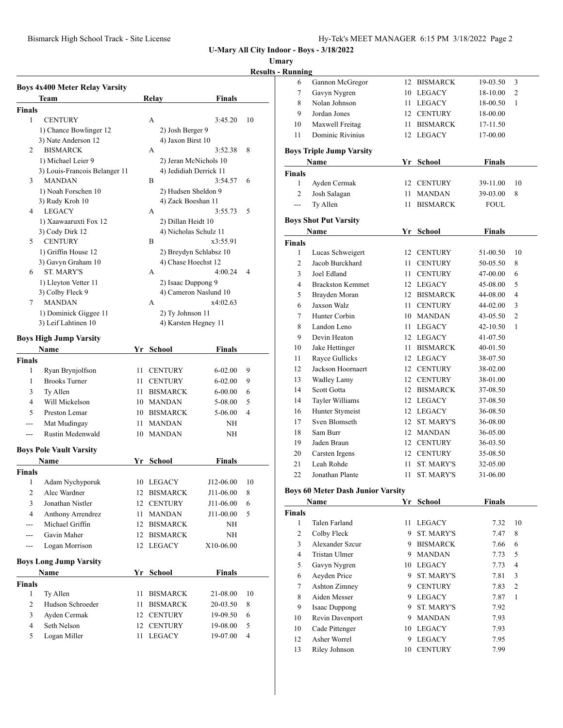## U-Mary All City Indoor - Boys - 3/18/2022

**Umary**

**Results - Running**

### Boys 4x400 Meter Relay Varsity

| | Team | Relay | Finals | |
|---|---|---|---|---|
| **Finals** | | | | |
| 1 | CENTURY | A | 3:45.20 | 10 |
| | 1) Chance Bowlinger 12 | 2) Josh Berger 9 | | |
| | 3) Nate Anderson 12 | 4) Jaxon Birst 10 | | |
| 2 | BISMARCK | A | 3:52.38 | 8 |
| | 1) Michael Leier 9 | 2) Jeran McNichols 10 | | |
| | 3) Louis-Francois Belanger 11 | 4) Jedidiah Derrick 11 | | |
| 3 | MANDAN | B | 3:54.57 | 6 |
| | 1) Noah Forschen 10 | 2) Hudsen Sheldon 9 | | |
| | 3) Rudy Kroh 10 | 4) Zack Boeshan 11 | | |
| 4 | LEGACY | A | 3:55.73 | 5 |
| | 1) Xaawaaruxti Fox 12 | 2) Dillan Heidt 10 | | |
| | 3) Cody Dirk 12 | 4) Nicholas Schulz 11 | | |
| 5 | CENTURY | B | x3:55.91 | |
| | 1) Griffin House 12 | 2) Breydyn Schlabsz 10 | | |
| | 3) Gavyn Graham 10 | 4) Chase Hoechst 12 | | |
| 6 | ST. MARY'S | A | 4:00.24 | 4 |
| | 1) Lleyton Vetter 11 | 2) Isaac Duppong 9 | | |
| | 3) Colby Fleck 9 | 4) Cameron Naslund 10 | | |
| 7 | MANDAN | A | x4:02.63 | |
| | 1) Dominick Giggee 11 | 2) Ty Johnson 11 | | |
| | 3) Leif Lahtinen 10 | 4) Karsten Hegney 11 | | |

### Boys High Jump Varsity

| | Name | Yr | School | Finals | |
|---|---|---|---|---|---|
| **Finals** | | | | | |
| 1 | Ryan Brynjolfson | 11 | CENTURY | 6-02.00 | 9 |
| 1 | Brooks Turner | 11 | CENTURY | 6-02.00 | 9 |
| 3 | Ty Allen | 11 | BISMARCK | 6-00.00 | 6 |
| 4 | Will Mickelson | 10 | MANDAN | 5-08.00 | 5 |
| 5 | Preston Lemar | 10 | BISMARCK | 5-06.00 | 4 |
| --- | Mat Mudingay | 11 | MANDAN | NH | |
| --- | Rustin Medenwald | 10 | MANDAN | NH | |

### Boys Pole Vault Varsity

| | Name | Yr | School | Finals | |
|---|---|---|---|---|---|
| **Finals** | | | | | |
| 1 | Adam Nychyporuk | 10 | LEGACY | J12-06.00 | 10 |
| 2 | Alec Wardner | 12 | BISMARCK | J11-06.00 | 8 |
| 3 | Jonathan Nistler | 12 | CENTURY | J11-06.00 | 6 |
| 4 | Anthony Arrendrez | 11 | MANDAN | J11-00.00 | 5 |
| --- | Michael Griffin | 12 | BISMARCK | NH | |
| --- | Gavin Maher | 12 | BISMARCK | NH | |
| --- | Logan Morrison | 12 | LEGACY | X10-06.00 | |

### Boys Long Jump Varsity

| | Name | Yr | School | Finals | |
|---|---|---|---|---|---|
| **Finals** | | | | | |
| 1 | Ty Allen | 11 | BISMARCK | 21-08.00 | 10 |
| 2 | Hudson Schroeder | 11 | BISMARCK | 20-03.50 | 8 |
| 3 | Ayden Cermak | 12 | CENTURY | 19-09.50 | 6 |
| 4 | Seth Nelson | 12 | CENTURY | 19-08.00 | 5 |
| 5 | Logan Miller | 11 | LEGACY | 19-07.00 | 4 |
| 6 | Gannon McGregor | 12 | BISMARCK | 19-03.50 | 3 |
| 7 | Gavyn Nygren | 10 | LEGACY | 18-10.00 | 2 |
| 8 | Nolan Johnson | 11 | LEGACY | 18-00.50 | 1 |
| 9 | Jordan Jones | 12 | CENTURY | 18-00.00 | |
| 10 | Maxwell Freitag | 11 | BISMARCK | 17-11.50 | |
| 11 | Dominic Rivinius | 12 | LEGACY | 17-00.00 | |

### Boys Triple Jump Varsity

| | Name | Yr | School | Finals | |
|---|---|---|---|---|---|
| **Finals** | | | | | |
| 1 | Ayden Cermak | 12 | CENTURY | 39-11.00 | 10 |
| 2 | Josh Salagan | 11 | MANDAN | 39-03.00 | 8 |
| --- | Ty Allen | 11 | BISMARCK | FOUL | |

### Boys Shot Put Varsity

| | Name | Yr | School | Finals | |
|---|---|---|---|---|---|
| **Finals** | | | | | |
| 1 | Lucas Schweigert | 12 | CENTURY | 51-00.50 | 10 |
| 2 | Jacob Burckhard | 11 | CENTURY | 50-05.50 | 8 |
| 3 | Joel Edland | 11 | CENTURY | 47-00.00 | 6 |
| 4 | Brackston Kemmet | 12 | LEGACY | 45-08.00 | 5 |
| 5 | Brayden Moran | 12 | BISMARCK | 44-08.00 | 4 |
| 6 | Jaxson Walz | 11 | CENTURY | 44-02.00 | 3 |
| 7 | Hunter Corbin | 10 | MANDAN | 43-05.50 | 2 |
| 8 | Landon Leno | 11 | LEGACY | 42-10.50 | 1 |
| 9 | Devin Heaton | 12 | LEGACY | 41-07.50 | |
| 10 | Jake Hettinger | 11 | BISMARCK | 40-01.50 | |
| 11 | Rayce Gullicks | 12 | LEGACY | 38-07.50 | |
| 12 | Jackson Hoornaert | 12 | CENTURY | 38-02.00 | |
| 13 | Wadley Lamy | 12 | CENTURY | 38-01.00 | |
| 14 | Scott Gotta | 12 | BISMARCK | 37-08.50 | |
| 14 | Tayler Williams | 12 | LEGACY | 37-08.50 | |
| 16 | Hunter Stymeist | 12 | LEGACY | 36-08.50 | |
| 17 | Sven Blomseth | 12 | ST. MARY'S | 36-08.00 | |
| 18 | Sam Burr | 12 | MANDAN | 36-05.00 | |
| 19 | Jaden Braun | 12 | CENTURY | 36-03.50 | |
| 20 | Carsten Irgens | 12 | CENTURY | 35-08.50 | |
| 21 | Leah Rohde | 11 | ST. MARY'S | 32-05.00 | |
| 22 | Jonathan Plante | 11 | ST. MARY'S | 31-06.00 | |

### Boys 60 Meter Dash Junior Varsity

| | Name | Yr | School | Finals | |
|---|---|---|---|---|---|
| **Finals** | | | | | |
| 1 | Talen Farland | 11 | LEGACY | 7.32 | 10 |
| 2 | Colby Fleck | 9 | ST. MARY'S | 7.47 | 8 |
| 3 | Alexander Szcur | 9 | BISMARCK | 7.66 | 6 |
| 4 | Tristan Ulmer | 9 | MANDAN | 7.73 | 5 |
| 5 | Gavyn Nygren | 10 | LEGACY | 7.73 | 4 |
| 6 | Aeyden Price | 9 | ST. MARY'S | 7.81 | 3 |
| 7 | Ashton Zimney | 9 | CENTURY | 7.83 | 2 |
| 8 | Aiden Messer | 9 | LEGACY | 7.87 | 1 |
| 9 | Isaac Duppong | 9 | ST. MARY'S | 7.92 | |
| 10 | Revin Davenport | 9 | MANDAN | 7.93 | |
| 10 | Cade Pittenger | 10 | LEGACY | 7.93 | |
| 12 | Asher Worrel | 9 | LEGACY | 7.95 | |
| 13 | Riley Johnson | 10 | CENTURY | 7.99 | |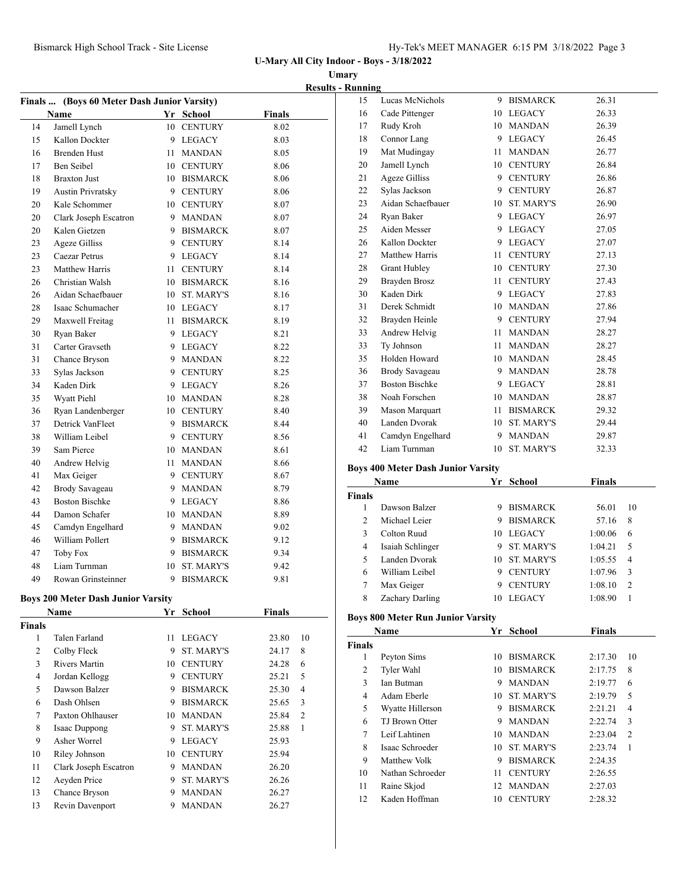**U-Mary All City Indoor - Boys - 3/18/2022**

**Umary**

**Results - Running**

**Finals ... (Boys 60 Meter Dash Junior Varsity)**

| | Name | Yr | School | Finals |
|---|---|---|---|---|
| 14 | Jamell Lynch | 10 | CENTURY | 8.02 |
| 15 | Kallon Dockter | 9 | LEGACY | 8.03 |
| 16 | Brenden Hust | 11 | MANDAN | 8.05 |
| 17 | Ben Seibel | 10 | CENTURY | 8.06 |
| 18 | Braxton Just | 10 | BISMARCK | 8.06 |
| 19 | Austin Privratsky | 9 | CENTURY | 8.06 |
| 20 | Kale Schommer | 10 | CENTURY | 8.07 |
| 20 | Clark Joseph Escatron | 9 | MANDAN | 8.07 |
| 20 | Kalen Gietzen | 9 | BISMARCK | 8.07 |
| 23 | Ageze Gilliss | 9 | CENTURY | 8.14 |
| 23 | Caezar Petrus | 9 | LEGACY | 8.14 |
| 23 | Matthew Harris | 11 | CENTURY | 8.14 |
| 26 | Christian Walsh | 10 | BISMARCK | 8.16 |
| 26 | Aidan Schaefbauer | 10 | ST. MARY'S | 8.16 |
| 28 | Isaac Schumacher | 10 | LEGACY | 8.17 |
| 29 | Maxwell Freitag | 11 | BISMARCK | 8.19 |
| 30 | Ryan Baker | 9 | LEGACY | 8.21 |
| 31 | Carter Gravseth | 9 | LEGACY | 8.22 |
| 31 | Chance Bryson | 9 | MANDAN | 8.22 |
| 33 | Sylas Jackson | 9 | CENTURY | 8.25 |
| 34 | Kaden Dirk | 9 | LEGACY | 8.26 |
| 35 | Wyatt Piehl | 10 | MANDAN | 8.28 |
| 36 | Ryan Landenberger | 10 | CENTURY | 8.40 |
| 37 | Detrick VanFleet | 9 | BISMARCK | 8.44 |
| 38 | William Leibel | 9 | CENTURY | 8.56 |
| 39 | Sam Pierce | 10 | MANDAN | 8.61 |
| 40 | Andrew Helvig | 11 | MANDAN | 8.66 |
| 41 | Max Geiger | 9 | CENTURY | 8.67 |
| 42 | Brody Savageau | 9 | MANDAN | 8.79 |
| 43 | Boston Bischke | 9 | LEGACY | 8.86 |
| 44 | Damon Schafer | 10 | MANDAN | 8.89 |
| 45 | Camdyn Engelhard | 9 | MANDAN | 9.02 |
| 46 | William Pollert | 9 | BISMARCK | 9.12 |
| 47 | Toby Fox | 9 | BISMARCK | 9.34 |
| 48 | Liam Turnman | 10 | ST. MARY'S | 9.42 |
| 49 | Rowan Grinsteinner | 9 | BISMARCK | 9.81 |

**Boys 200 Meter Dash Junior Varsity**

| | Name | Yr | School | Finals | |
|---|---|---|---|---|---|
| **Finals** | | | | | |
| 1 | Talen Farland | 11 | LEGACY | 23.80 | 10 |
| 2 | Colby Fleck | 9 | ST. MARY'S | 24.17 | 8 |
| 3 | Rivers Martin | 10 | CENTURY | 24.28 | 6 |
| 4 | Jordan Kellogg | 9 | CENTURY | 25.21 | 5 |
| 5 | Dawson Balzer | 9 | BISMARCK | 25.30 | 4 |
| 6 | Dash Ohlsen | 9 | BISMARCK | 25.65 | 3 |
| 7 | Paxton Ohlhauser | 10 | MANDAN | 25.84 | 2 |
| 8 | Isaac Duppong | 9 | ST. MARY'S | 25.88 | 1 |
| 9 | Asher Worrel | 9 | LEGACY | 25.93 | |
| 10 | Riley Johnson | 10 | CENTURY | 25.94 | |
| 11 | Clark Joseph Escatron | 9 | MANDAN | 26.20 | |
| 12 | Aeyden Price | 9 | ST. MARY'S | 26.26 | |
| 13 | Chance Bryson | 9 | MANDAN | 26.27 | |
| 13 | Revin Davenport | 9 | MANDAN | 26.27 | |
| 15 | Lucas McNichols | 9 | BISMARCK | 26.31 | |
| 16 | Cade Pittenger | 10 | LEGACY | 26.33 | |
| 17 | Rudy Kroh | 10 | MANDAN | 26.39 | |
| 18 | Connor Lang | 9 | LEGACY | 26.45 | |
| 19 | Mat Mudingay | 11 | MANDAN | 26.77 | |
| 20 | Jamell Lynch | 10 | CENTURY | 26.84 | |
| 21 | Ageze Gilliss | 9 | CENTURY | 26.86 | |
| 22 | Sylas Jackson | 9 | CENTURY | 26.87 | |
| 23 | Aidan Schaefbauer | 10 | ST. MARY'S | 26.90 | |
| 24 | Ryan Baker | 9 | LEGACY | 26.97 | |
| 25 | Aiden Messer | 9 | LEGACY | 27.05 | |
| 26 | Kallon Dockter | 9 | LEGACY | 27.07 | |
| 27 | Matthew Harris | 11 | CENTURY | 27.13 | |
| 28 | Grant Hubley | 10 | CENTURY | 27.30 | |
| 29 | Brayden Brosz | 11 | CENTURY | 27.43 | |
| 30 | Kaden Dirk | 9 | LEGACY | 27.83 | |
| 31 | Derek Schmidt | 10 | MANDAN | 27.86 | |
| 32 | Brayden Heinle | 9 | CENTURY | 27.94 | |
| 33 | Andrew Helvig | 11 | MANDAN | 28.27 | |
| 33 | Ty Johnson | 11 | MANDAN | 28.27 | |
| 35 | Holden Howard | 10 | MANDAN | 28.45 | |
| 36 | Brody Savageau | 9 | MANDAN | 28.78 | |
| 37 | Boston Bischke | 9 | LEGACY | 28.81 | |
| 38 | Noah Forschen | 10 | MANDAN | 28.87 | |
| 39 | Mason Marquart | 11 | BISMARCK | 29.32 | |
| 40 | Landen Dvorak | 10 | ST. MARY'S | 29.44 | |
| 41 | Camdyn Engelhard | 9 | MANDAN | 29.87 | |
| 42 | Liam Turnman | 10 | ST. MARY'S | 32.33 | |

**Boys 400 Meter Dash Junior Varsity**

| | Name | Yr | School | Finals | |
|---|---|---|---|---|---|
| **Finals** | | | | | |
| 1 | Dawson Balzer | 9 | BISMARCK | 56.01 | 10 |
| 2 | Michael Leier | 9 | BISMARCK | 57.16 | 8 |
| 3 | Colton Ruud | 10 | LEGACY | 1:00.06 | 6 |
| 4 | Isaiah Schlinger | 9 | ST. MARY'S | 1:04.21 | 5 |
| 5 | Landen Dvorak | 10 | ST. MARY'S | 1:05.55 | 4 |
| 6 | William Leibel | 9 | CENTURY | 1:07.96 | 3 |
| 7 | Max Geiger | 9 | CENTURY | 1:08.10 | 2 |
| 8 | Zachary Darling | 10 | LEGACY | 1:08.90 | 1 |

**Boys 800 Meter Run Junior Varsity**

| | Name | Yr | School | Finals | |
|---|---|---|---|---|---|
| **Finals** | | | | | |
| 1 | Peyton Sims | 10 | BISMARCK | 2:17.30 | 10 |
| 2 | Tyler Wahl | 10 | BISMARCK | 2:17.75 | 8 |
| 3 | Ian Butman | 9 | MANDAN | 2:19.77 | 6 |
| 4 | Adam Eberle | 10 | ST. MARY'S | 2:19.79 | 5 |
| 5 | Wyatte Hillerson | 9 | BISMARCK | 2:21.21 | 4 |
| 6 | TJ Brown Otter | 9 | MANDAN | 2:22.74 | 3 |
| 7 | Leif Lahtinen | 10 | MANDAN | 2:23.04 | 2 |
| 8 | Isaac Schroeder | 10 | ST. MARY'S | 2:23.74 | 1 |
| 9 | Matthew Volk | 9 | BISMARCK | 2:24.35 | |
| 10 | Nathan Schroeder | 11 | CENTURY | 2:26.55 | |
| 11 | Raine Skjod | 12 | MANDAN | 2:27.03 | |
| 12 | Kaden Hoffman | 10 | CENTURY | 2:28.32 | |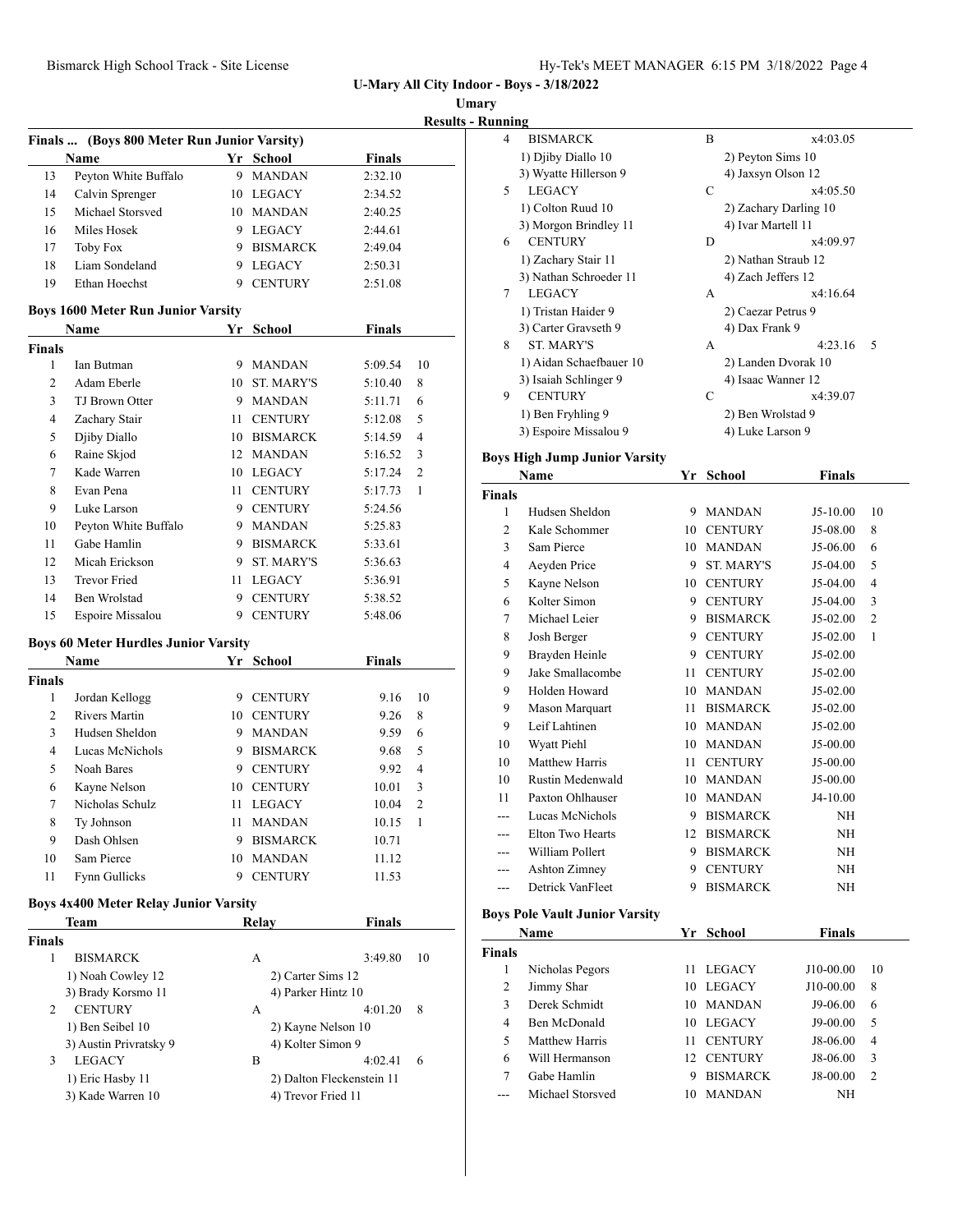# U-Mary All City Indoor - Boys - 3/18/2022

## Umary

### Results - Running

#### Finals ... (Boys 800 Meter Run Junior Varsity)

| | Name | Yr | School | Finals |
|---|---|---|---|---|
| 13 | Peyton White Buffalo | 9 | MANDAN | 2:32.10 |
| 14 | Calvin Sprenger | 10 | LEGACY | 2:34.52 |
| 15 | Michael Storsved | 10 | MANDAN | 2:40.25 |
| 16 | Miles Hosek | 9 | LEGACY | 2:44.61 |
| 17 | Toby Fox | 9 | BISMARCK | 2:49.04 |
| 18 | Liam Sondeland | 9 | LEGACY | 2:50.31 |
| 19 | Ethan Hoechst | 9 | CENTURY | 2:51.08 |

#### Boys 1600 Meter Run Junior Varsity

| | Name | Yr | School | Finals | |
|---|---|---|---|---|---|
| **Finals** | | | | | |
| 1 | Ian Butman | 9 | MANDAN | 5:09.54 | 10 |
| 2 | Adam Eberle | 10 | ST. MARY'S | 5:10.40 | 8 |
| 3 | TJ Brown Otter | 9 | MANDAN | 5:11.71 | 6 |
| 4 | Zachary Stair | 11 | CENTURY | 5:12.08 | 5 |
| 5 | Djiby Diallo | 10 | BISMARCK | 5:14.59 | 4 |
| 6 | Raine Skjod | 12 | MANDAN | 5:16.52 | 3 |
| 7 | Kade Warren | 10 | LEGACY | 5:17.24 | 2 |
| 8 | Evan Pena | 11 | CENTURY | 5:17.73 | 1 |
| 9 | Luke Larson | 9 | CENTURY | 5:24.56 | |
| 10 | Peyton White Buffalo | 9 | MANDAN | 5:25.83 | |
| 11 | Gabe Hamlin | 9 | BISMARCK | 5:33.61 | |
| 12 | Micah Erickson | 9 | ST. MARY'S | 5:36.63 | |
| 13 | Trevor Fried | 11 | LEGACY | 5:36.91 | |
| 14 | Ben Wrolstad | 9 | CENTURY | 5:38.52 | |
| 15 | Espoire Missalou | 9 | CENTURY | 5:48.06 | |

#### Boys 60 Meter Hurdles Junior Varsity

| | Name | Yr | School | Finals | |
|---|---|---|---|---|---|
| **Finals** | | | | | |
| 1 | Jordan Kellogg | 9 | CENTURY | 9.16 | 10 |
| 2 | Rivers Martin | 10 | CENTURY | 9.26 | 8 |
| 3 | Hudsen Sheldon | 9 | MANDAN | 9.59 | 6 |
| 4 | Lucas McNichols | 9 | BISMARCK | 9.68 | 5 |
| 5 | Noah Bares | 9 | CENTURY | 9.92 | 4 |
| 6 | Kayne Nelson | 10 | CENTURY | 10.01 | 3 |
| 7 | Nicholas Schulz | 11 | LEGACY | 10.04 | 2 |
| 8 | Ty Johnson | 11 | MANDAN | 10.15 | 1 |
| 9 | Dash Ohlsen | 9 | BISMARCK | 10.71 | |
| 10 | Sam Pierce | 10 | MANDAN | 11.12 | |
| 11 | Fynn Gullicks | 9 | CENTURY | 11.53 | |

#### Boys 4x400 Meter Relay Junior Varsity

| | Team | Relay | Finals | |
|---|---|---|---|---|
| **Finals** | | | | |
| 1 | BISMARCK | A | 3:49.80 | 10 |
| | 1) Noah Cowley 12 | 2) Carter Sims 12 | | |
| | 3) Brady Korsmo 11 | 4) Parker Hintz 10 | | |
| 2 | CENTURY | A | 4:01.20 | 8 |
| | 1) Ben Seibel 10 | 2) Kayne Nelson 10 | | |
| | 3) Austin Privratsky 9 | 4) Kolter Simon 9 | | |
| 3 | LEGACY | B | 4:02.41 | 6 |
| | 1) Eric Hasby 11 | 2) Dalton Fleckenstein 11 | | |
| | 3) Kade Warren 10 | 4) Trevor Fried 11 | | |
| 4 | BISMARCK | B | x4:03.05 | |
| | 1) Djiby Diallo 10 | 2) Peyton Sims 10 | | |
| | 3) Wyatte Hillerson 9 | 4) Jaxsyn Olson 12 | | |
| 5 | LEGACY | C | x4:05.50 | |
| | 1) Colton Ruud 10 | 2) Zachary Darling 10 | | |
| | 3) Morgon Brindley 11 | 4) Ivar Martell 11 | | |
| 6 | CENTURY | D | x4:09.97 | |
| | 1) Zachary Stair 11 | 2) Nathan Straub 12 | | |
| | 3) Nathan Schroeder 11 | 4) Zach Jeffers 12 | | |
| 7 | LEGACY | A | x4:16.64 | |
| | 1) Tristan Haider 9 | 2) Caezar Petrus 9 | | |
| | 3) Carter Gravseth 9 | 4) Dax Frank 9 | | |
| 8 | ST. MARY'S | A | 4:23.16 | 5 |
| | 1) Aidan Schaefbauer 10 | 2) Landen Dvorak 10 | | |
| | 3) Isaiah Schlinger 9 | 4) Isaac Wanner 12 | | |
| 9 | CENTURY | C | x4:39.07 | |
| | 1) Ben Fryhling 9 | 2) Ben Wrolstad 9 | | |
| | 3) Espoire Missalou 9 | 4) Luke Larson 9 | | |

#### Boys High Jump Junior Varsity

| | Name | Yr | School | Finals | |
|---|---|---|---|---|---|
| **Finals** | | | | | |
| 1 | Hudsen Sheldon | 9 | MANDAN | J5-10.00 | 10 |
| 2 | Kale Schommer | 10 | CENTURY | J5-08.00 | 8 |
| 3 | Sam Pierce | 10 | MANDAN | J5-06.00 | 6 |
| 4 | Aeyden Price | 9 | ST. MARY'S | J5-04.00 | 5 |
| 5 | Kayne Nelson | 10 | CENTURY | J5-04.00 | 4 |
| 6 | Kolter Simon | 9 | CENTURY | J5-04.00 | 3 |
| 7 | Michael Leier | 9 | BISMARCK | J5-02.00 | 2 |
| 8 | Josh Berger | 9 | CENTURY | J5-02.00 | 1 |
| 9 | Brayden Heinle | 9 | CENTURY | J5-02.00 | |
| 9 | Jake Smallacombe | 11 | CENTURY | J5-02.00 | |
| 9 | Holden Howard | 10 | MANDAN | J5-02.00 | |
| 9 | Mason Marquart | 11 | BISMARCK | J5-02.00 | |
| 9 | Leif Lahtinen | 10 | MANDAN | J5-02.00 | |
| 10 | Wyatt Piehl | 10 | MANDAN | J5-00.00 | |
| 10 | Matthew Harris | 11 | CENTURY | J5-00.00 | |
| 10 | Rustin Medenwald | 10 | MANDAN | J5-00.00 | |
| 11 | Paxton Ohlhauser | 10 | MANDAN | J4-10.00 | |
| --- | Lucas McNichols | 9 | BISMARCK | NH | |
| --- | Elton Two Hearts | 12 | BISMARCK | NH | |
| --- | William Pollert | 9 | BISMARCK | NH | |
| --- | Ashton Zimney | 9 | CENTURY | NH | |
| --- | Detrick VanFleet | 9 | BISMARCK | NH | |

#### Boys Pole Vault Junior Varsity

| | Name | Yr | School | Finals | |
|---|---|---|---|---|---|
| **Finals** | | | | | |
| 1 | Nicholas Pegors | 11 | LEGACY | J10-00.00 | 10 |
| 2 | Jimmy Shar | 10 | LEGACY | J10-00.00 | 8 |
| 3 | Derek Schmidt | 10 | MANDAN | J9-06.00 | 6 |
| 4 | Ben McDonald | 10 | LEGACY | J9-00.00 | 5 |
| 5 | Matthew Harris | 11 | CENTURY | J8-06.00 | 4 |
| 6 | Will Hermanson | 12 | CENTURY | J8-06.00 | 3 |
| 7 | Gabe Hamlin | 9 | BISMARCK | J8-00.00 | 2 |
| --- | Michael Storsved | 10 | MANDAN | NH | |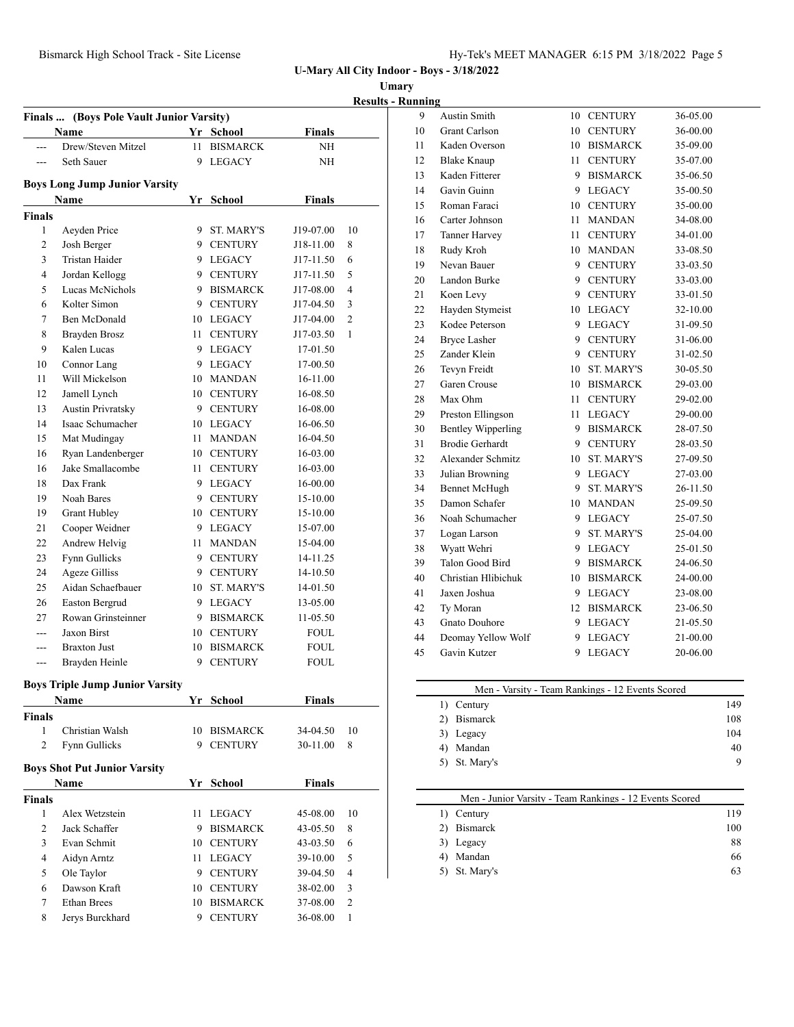**U-Mary All City Indoor - Boys - 3/18/2022**

**Umary**

**Results - Running**

### Finals ... (Boys Pole Vault Junior Varsity)

| | Name | Yr | School | Finals |
|---|---|---|---|---|
| --- | Drew/Steven Mitzel | 11 | BISMARCK | NH |
| --- | Seth Sauer | 9 | LEGACY | NH |

### Boys Long Jump Junior Varsity

| | Name | Yr | School | Finals | |
|---|---|---|---|---|---|
| **Finals** | | | | | |
| 1 | Aeyden Price | 9 | ST. MARY'S | J19-07.00 | 10 |
| 2 | Josh Berger | 9 | CENTURY | J18-11.00 | 8 |
| 3 | Tristan Haider | 9 | LEGACY | J17-11.50 | 6 |
| 4 | Jordan Kellogg | 9 | CENTURY | J17-11.50 | 5 |
| 5 | Lucas McNichols | 9 | BISMARCK | J17-08.00 | 4 |
| 6 | Kolter Simon | 9 | CENTURY | J17-04.50 | 3 |
| 7 | Ben McDonald | 10 | LEGACY | J17-04.00 | 2 |
| 8 | Brayden Brosz | 11 | CENTURY | J17-03.50 | 1 |
| 9 | Kalen Lucas | 9 | LEGACY | 17-01.50 | |
| 10 | Connor Lang | 9 | LEGACY | 17-00.50 | |
| 11 | Will Mickelson | 10 | MANDAN | 16-11.00 | |
| 12 | Jamell Lynch | 10 | CENTURY | 16-08.50 | |
| 13 | Austin Privratsky | 9 | CENTURY | 16-08.00 | |
| 14 | Isaac Schumacher | 10 | LEGACY | 16-06.50 | |
| 15 | Mat Mudingay | 11 | MANDAN | 16-04.50 | |
| 16 | Ryan Landenberger | 10 | CENTURY | 16-03.00 | |
| 16 | Jake Smallacombe | 11 | CENTURY | 16-03.00 | |
| 18 | Dax Frank | 9 | LEGACY | 16-00.00 | |
| 19 | Noah Bares | 9 | CENTURY | 15-10.00 | |
| 19 | Grant Hubley | 10 | CENTURY | 15-10.00 | |
| 21 | Cooper Weidner | 9 | LEGACY | 15-07.00 | |
| 22 | Andrew Helvig | 11 | MANDAN | 15-04.00 | |
| 23 | Fynn Gullicks | 9 | CENTURY | 14-11.25 | |
| 24 | Ageze Gilliss | 9 | CENTURY | 14-10.50 | |
| 25 | Aidan Schaefbauer | 10 | ST. MARY'S | 14-01.50 | |
| 26 | Easton Bergrud | 9 | LEGACY | 13-05.00 | |
| 27 | Rowan Grinsteinner | 9 | BISMARCK | 11-05.50 | |
| --- | Jaxon Birst | 10 | CENTURY | FOUL | |
| --- | Braxton Just | 10 | BISMARCK | FOUL | |
| --- | Brayden Heinle | 9 | CENTURY | FOUL | |

### Boys Triple Jump Junior Varsity

| | Name | Yr | School | Finals | |
|---|---|---|---|---|---|
| **Finals** | | | | | |
| 1 | Christian Walsh | 10 | BISMARCK | 34-04.50 | 10 |
| 2 | Fynn Gullicks | 9 | CENTURY | 30-11.00 | 8 |

### Boys Shot Put Junior Varsity

| | Name | Yr | School | Finals | |
|---|---|---|---|---|---|
| **Finals** | | | | | |
| 1 | Alex Wetzstein | 11 | LEGACY | 45-08.00 | 10 |
| 2 | Jack Schaffer | 9 | BISMARCK | 43-05.50 | 8 |
| 3 | Evan Schmit | 10 | CENTURY | 43-03.50 | 6 |
| 4 | Aidyn Arntz | 11 | LEGACY | 39-10.00 | 5 |
| 5 | Ole Taylor | 9 | CENTURY | 39-04.50 | 4 |
| 6 | Dawson Kraft | 10 | CENTURY | 38-02.00 | 3 |
| 7 | Ethan Brees | 10 | BISMARCK | 37-08.00 | 2 |
| 8 | Jerys Burckhard | 9 | CENTURY | 36-08.00 | 1 |
| 9 | Austin Smith | 10 | CENTURY | 36-05.00 | |
| 10 | Grant Carlson | 10 | CENTURY | 36-00.00 | |
| 11 | Kaden Overson | 10 | BISMARCK | 35-09.00 | |
| 12 | Blake Knaup | 11 | CENTURY | 35-07.00 | |
| 13 | Kaden Fitterer | 9 | BISMARCK | 35-06.50 | |
| 14 | Gavin Guinn | 9 | LEGACY | 35-00.50 | |
| 15 | Roman Faraci | 10 | CENTURY | 35-00.00 | |
| 16 | Carter Johnson | 11 | MANDAN | 34-08.00 | |
| 17 | Tanner Harvey | 11 | CENTURY | 34-01.00 | |
| 18 | Rudy Kroh | 10 | MANDAN | 33-08.50 | |
| 19 | Nevan Bauer | 9 | CENTURY | 33-03.50 | |
| 20 | Landon Burke | 9 | CENTURY | 33-03.00 | |
| 21 | Koen Levy | 9 | CENTURY | 33-01.50 | |
| 22 | Hayden Stymeist | 10 | LEGACY | 32-10.00 | |
| 23 | Kodee Peterson | 9 | LEGACY | 31-09.50 | |
| 24 | Bryce Lasher | 9 | CENTURY | 31-06.00 | |
| 25 | Zander Klein | 9 | CENTURY | 31-02.50 | |
| 26 | Tevyn Freidt | 10 | ST. MARY'S | 30-05.50 | |
| 27 | Garen Crouse | 10 | BISMARCK | 29-03.00 | |
| 28 | Max Ohm | 11 | CENTURY | 29-02.00 | |
| 29 | Preston Ellingson | 11 | LEGACY | 29-00.00 | |
| 30 | Bentley Wipperling | 9 | BISMARCK | 28-07.50 | |
| 31 | Brodie Gerhardt | 9 | CENTURY | 28-03.50 | |
| 32 | Alexander Schmitz | 10 | ST. MARY'S | 27-09.50 | |
| 33 | Julian Browning | 9 | LEGACY | 27-03.00 | |
| 34 | Bennet McHugh | 9 | ST. MARY'S | 26-11.50 | |
| 35 | Damon Schafer | 10 | MANDAN | 25-09.50 | |
| 36 | Noah Schumacher | 9 | LEGACY | 25-07.50 | |
| 37 | Logan Larson | 9 | ST. MARY'S | 25-04.00 | |
| 38 | Wyatt Wehri | 9 | LEGACY | 25-01.50 | |
| 39 | Talon Good Bird | 9 | BISMARCK | 24-06.50 | |
| 40 | Christian Hlibichuk | 10 | BISMARCK | 24-00.00 | |
| 41 | Jaxen Joshua | 9 | LEGACY | 23-08.00 | |
| 42 | Ty Moran | 12 | BISMARCK | 23-06.50 | |
| 43 | Gnato Douhore | 9 | LEGACY | 21-05.50 | |
| 44 | Deomay Yellow Wolf | 9 | LEGACY | 21-00.00 | |
| 45 | Gavin Kutzer | 9 | LEGACY | 20-06.00 | |

| Men - Varsity - Team Rankings - 12 Events Scored | |
|---|---|
| 1) Century | 149 |
| 2) Bismarck | 108 |
| 3) Legacy | 104 |
| 4) Mandan | 40 |
| 5) St. Mary's | 9 |

| Men - Junior Varsity - Team Rankings - 12 Events Scored | |
|---|---|
| 1) Century | 119 |
| 2) Bismarck | 100 |
| 3) Legacy | 88 |
| 4) Mandan | 66 |
| 5) St. Mary's | 63 |